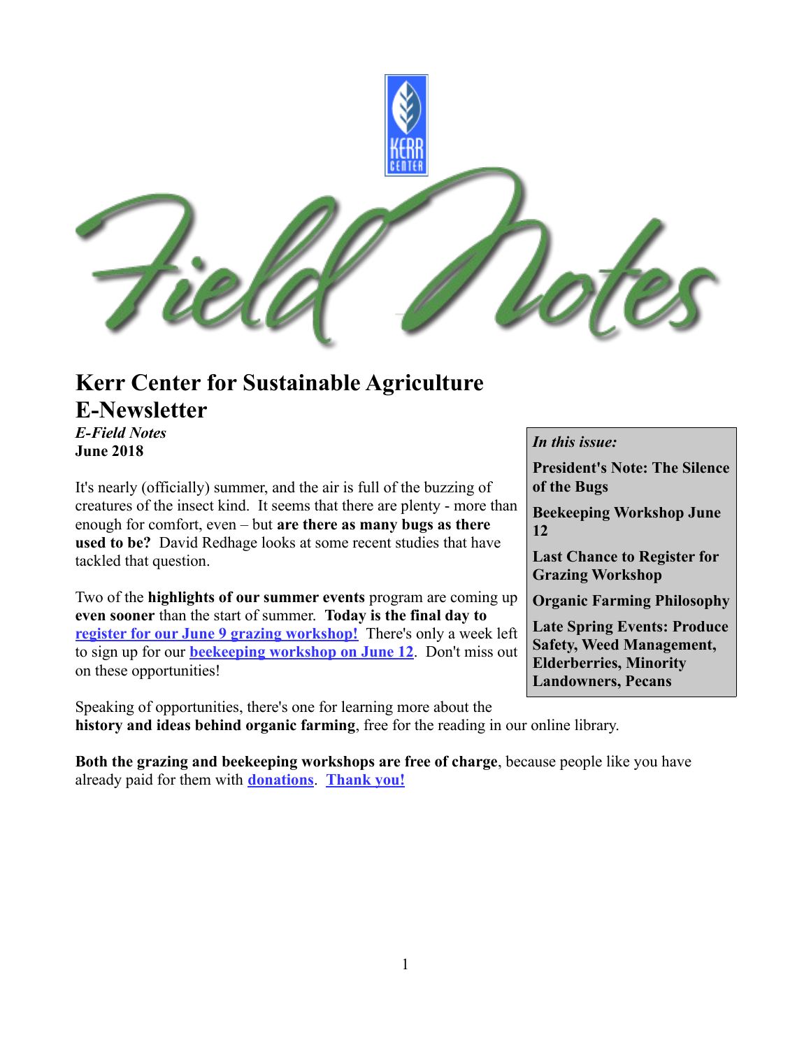# Kerr Center for Sustainable Agriculture E-Newsletter

***E-Field Notes***
**June 2018**

*In this issue:*

**President's Note: The Silence of the Bugs**

**Beekeeping Workshop June 12**

**Last Chance to Register for Grazing Workshop**

**Organic Farming Philosophy**

**Late Spring Events: Produce Safety, Weed Management, Elderberries, Minority Landowners, Pecans**

It's nearly (officially) summer, and the air is full of the buzzing of creatures of the insect kind. It seems that there are plenty - more than enough for comfort, even – but **are there as many bugs as there used to be?** David Redhage looks at some recent studies that have tackled that question.

Two of the **highlights of our summer events** program are coming up **even sooner** than the start of summer. **Today is the final day to register for our June 9 grazing workshop!** There's only a week left to sign up for our **beekeeping workshop on June 12**. Don't miss out on these opportunities!

Speaking of opportunities, there's one for learning more about the **history and ideas behind organic farming**, free for the reading in our online library.

**Both the grazing and beekeeping workshops are free of charge**, because people like you have already paid for them with **donations**. **Thank you!**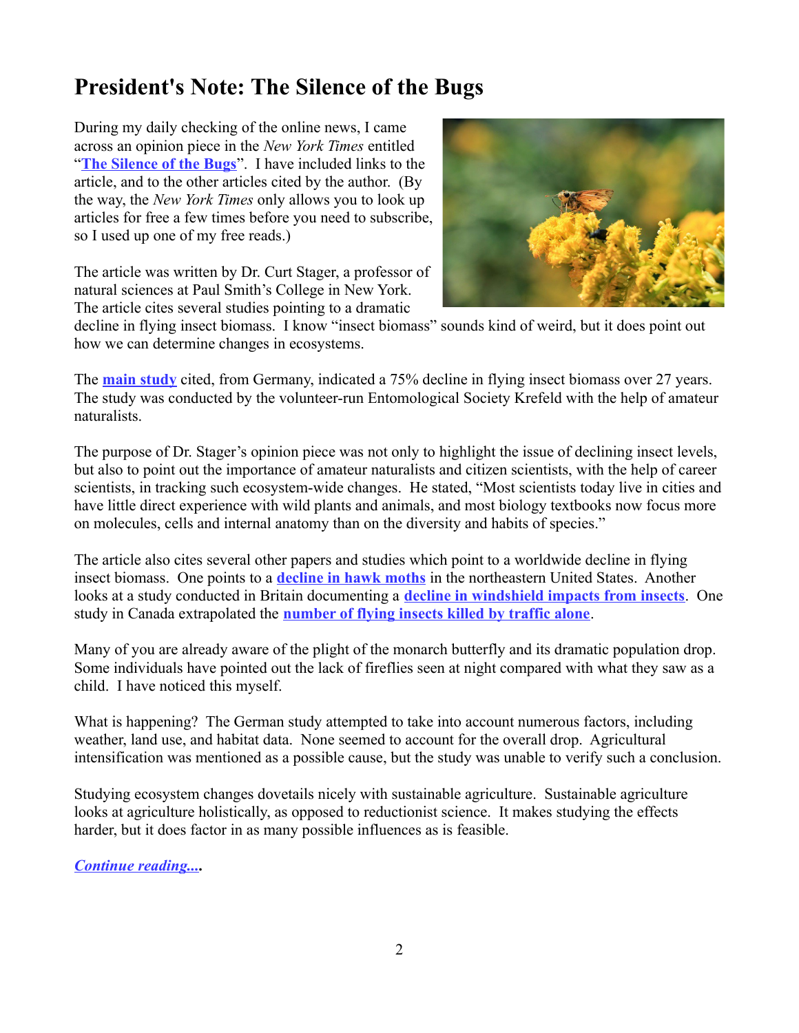# President's Note: The Silence of the Bugs

During my daily checking of the online news, I came across an opinion piece in the *New York Times* entitled "**The Silence of the Bugs**". I have included links to the article, and to the other articles cited by the author. (By the way, the *New York Times* only allows you to look up articles for free a few times before you need to subscribe, so I used up one of my free reads.)

The article was written by Dr. Curt Stager, a professor of natural sciences at Paul Smith's College in New York. The article cites several studies pointing to a dramatic decline in flying insect biomass. I know "insect biomass" sounds kind of weird, but it does point out how we can determine changes in ecosystems.

The **main study** cited, from Germany, indicated a 75% decline in flying insect biomass over 27 years. The study was conducted by the volunteer-run Entomological Society Krefeld with the help of amateur naturalists.

The purpose of Dr. Stager's opinion piece was not only to highlight the issue of declining insect levels, but also to point out the importance of amateur naturalists and citizen scientists, with the help of career scientists, in tracking such ecosystem-wide changes. He stated, "Most scientists today live in cities and have little direct experience with wild plants and animals, and most biology textbooks now focus more on molecules, cells and internal anatomy than on the diversity and habits of species."

The article also cites several other papers and studies which point to a worldwide decline in flying insect biomass. One points to a **decline in hawk moths** in the northeastern United States. Another looks at a study conducted in Britain documenting a **decline in windshield impacts from insects**. One study in Canada extrapolated the **number of flying insects killed by traffic alone**.

Many of you are already aware of the plight of the monarch butterfly and its dramatic population drop. Some individuals have pointed out the lack of fireflies seen at night compared with what they saw as a child. I have noticed this myself.

What is happening? The German study attempted to take into account numerous factors, including weather, land use, and habitat data. None seemed to account for the overall drop. Agricultural intensification was mentioned as a possible cause, but the study was unable to verify such a conclusion.

Studying ecosystem changes dovetails nicely with sustainable agriculture. Sustainable agriculture looks at agriculture holistically, as opposed to reductionist science. It makes studying the effects harder, but it does factor in as many possible influences as is feasible.

***Continue reading...*.**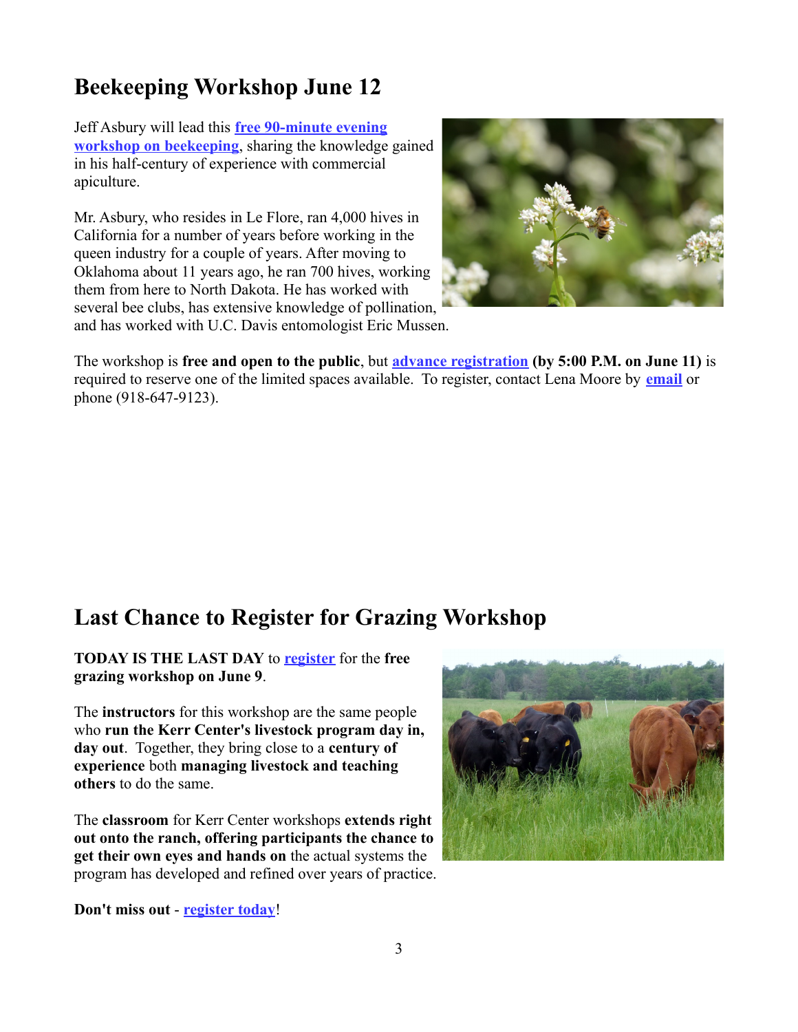## Beekeeping Workshop June 12

Jeff Asbury will lead this **free 90-minute evening workshop on beekeeping**, sharing the knowledge gained in his half-century of experience with commercial apiculture.

Mr. Asbury, who resides in Le Flore, ran 4,000 hives in California for a number of years before working in the queen industry for a couple of years. After moving to Oklahoma about 11 years ago, he ran 700 hives, working them from here to North Dakota. He has worked with several bee clubs, has extensive knowledge of pollination, and has worked with U.C. Davis entomologist Eric Mussen.

The workshop is **free and open to the public**, but **advance registration (by 5:00 P.M. on June 11)** is required to reserve one of the limited spaces available. To register, contact Lena Moore by **email** or phone (918-647-9123).

## Last Chance to Register for Grazing Workshop

**TODAY IS THE LAST DAY** to **register** for the **free grazing workshop on June 9**.

The **instructors** for this workshop are the same people who **run the Kerr Center's livestock program day in, day out**. Together, they bring close to a **century of experience** both **managing livestock and teaching others** to do the same.

The **classroom** for Kerr Center workshops **extends right out onto the ranch, offering participants the chance to get their own eyes and hands on** the actual systems the program has developed and refined over years of practice.

**Don't miss out** - **register today**!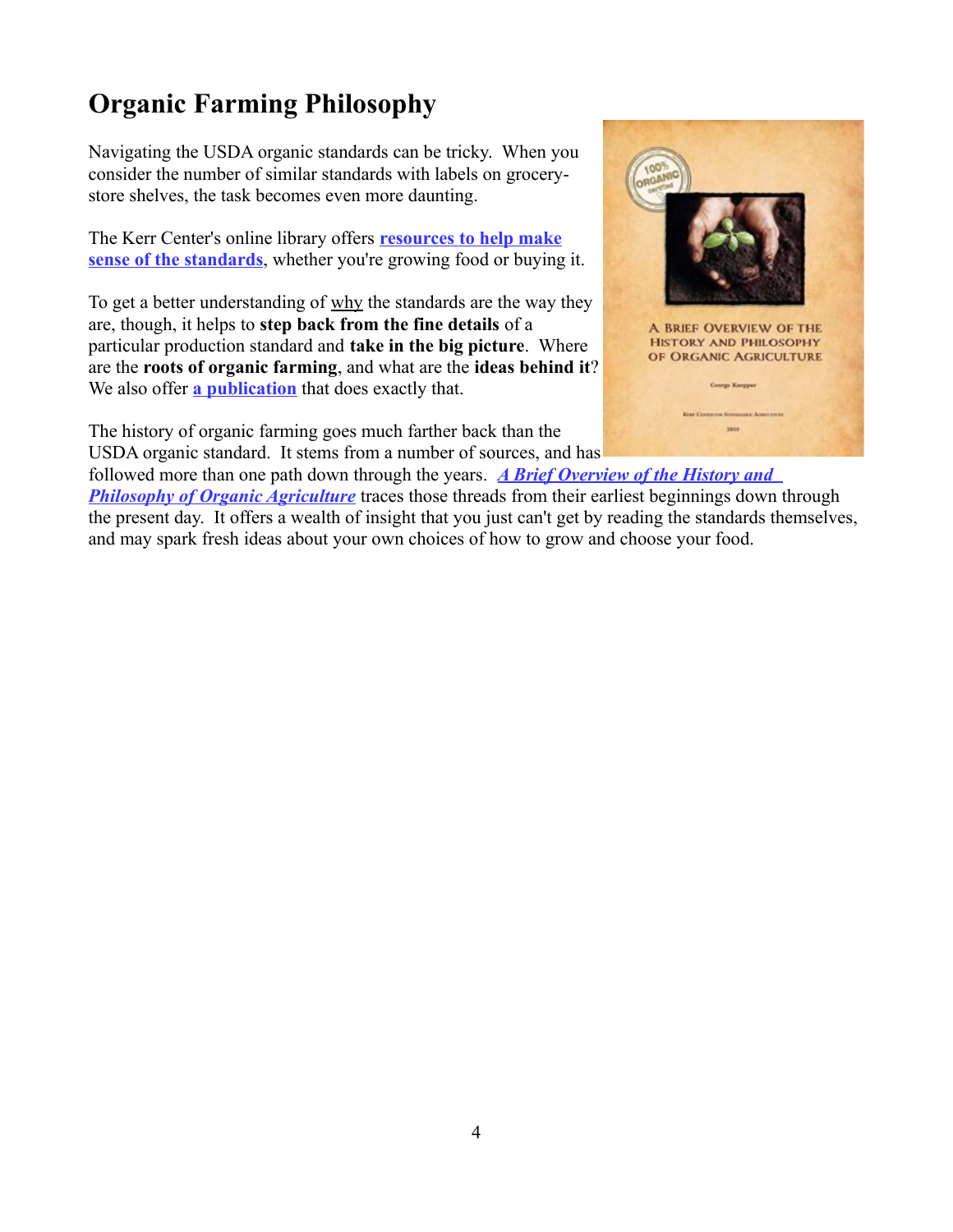# Organic Farming Philosophy

Navigating the USDA organic standards can be tricky. When you consider the number of similar standards with labels on grocery-store shelves, the task becomes even more daunting.

The Kerr Center's online library offers **resources to help make sense of the standards**, whether you're growing food or buying it.

To get a better understanding of why the standards are the way they are, though, it helps to **step back from the fine details** of a particular production standard and **take in the big picture**. Where are the **roots of organic farming**, and what are the **ideas behind it**? We also offer **a publication** that does exactly that.

The history of organic farming goes much farther back than the USDA organic standard. It stems from a number of sources, and has followed more than one path down through the years. ***A Brief Overview of the History and Philosophy of Organic Agriculture*** traces those threads from their earliest beginnings down through the present day. It offers a wealth of insight that you just can't get by reading the standards themselves, and may spark fresh ideas about your own choices of how to grow and choose your food.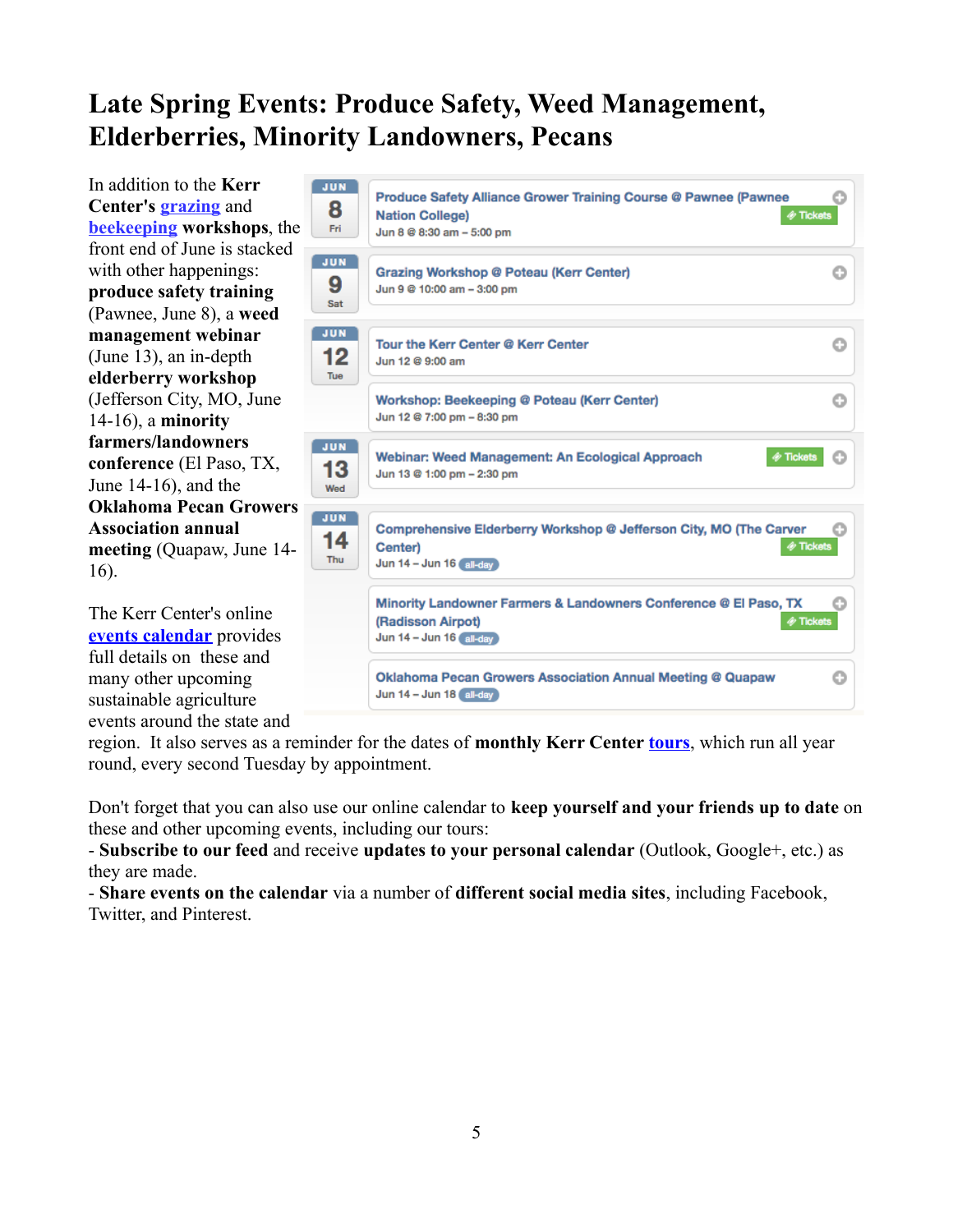# Late Spring Events: Produce Safety, Weed Management, Elderberries, Minority Landowners, Pecans

In addition to the **Kerr Center's grazing** and **beekeeping workshops**, the front end of June is stacked with other happenings: **produce safety training** (Pawnee, June 8), a **weed management webinar** (June 13), an in-depth **elderberry workshop** (Jefferson City, MO, June 14-16), a **minority farmers/landowners conference** (El Paso, TX, June 14-16), and the **Oklahoma Pecan Growers Association annual meeting** (Quapaw, June 14-16).

| Date | Event |
| --- | --- |
| JUN 8 Fri | Produce Safety Alliance Grower Training Course @ Pawnee (Pawnee Nation College) — Jun 8 @ 8:30 am – 5:00 pm — Tickets |
| JUN 9 Sat | Grazing Workshop @ Poteau (Kerr Center) — Jun 9 @ 10:00 am – 3:00 pm |
| JUN 12 Tue | Tour the Kerr Center @ Kerr Center — Jun 12 @ 9:00 am |
| | Workshop: Beekeeping @ Poteau (Kerr Center) — Jun 12 @ 7:00 pm – 8:30 pm |
| JUN 13 Wed | Webinar: Weed Management: An Ecological Approach — Jun 13 @ 1:00 pm – 2:30 pm — Tickets |
| JUN 14 Thu | Comprehensive Elderberry Workshop @ Jefferson City, MO (The Carver Center) — Jun 14 – Jun 16 all-day — Tickets |
| | Minority Landowner Farmers & Landowners Conference @ El Paso, TX (Radisson Airpot) — Jun 14 – Jun 16 all-day — Tickets |
| | Oklahoma Pecan Growers Association Annual Meeting @ Quapaw — Jun 14 – Jun 18 all-day |

The Kerr Center's online events calendar provides full details on these and many other upcoming sustainable agriculture events around the state and region. It also serves as a reminder for the dates of **monthly Kerr Center** tours, which run all year round, every second Tuesday by appointment.

Don't forget that you can also use our online calendar to **keep yourself and your friends up to date** on these and other upcoming events, including our tours:

- **Subscribe to our feed** and receive **updates to your personal calendar** (Outlook, Google+, etc.) as they are made.
- **Share events on the calendar** via a number of **different social media sites**, including Facebook, Twitter, and Pinterest.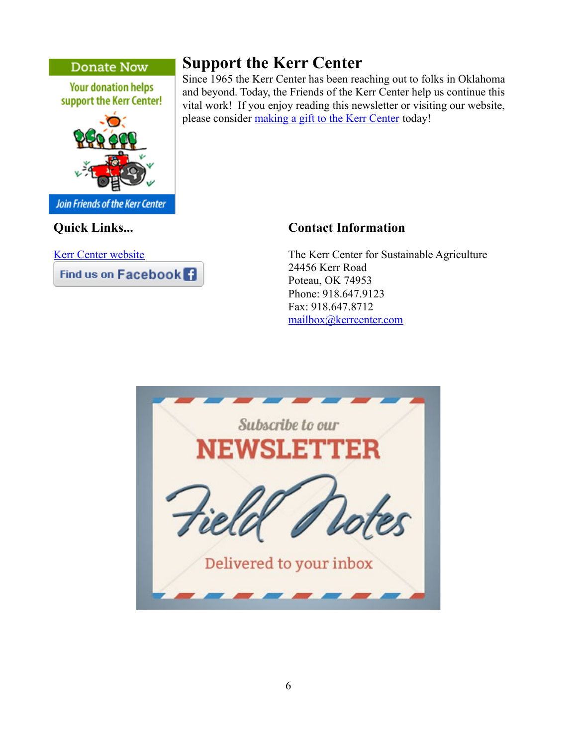## Support the Kerr Center

Since 1965 the Kerr Center has been reaching out to folks in Oklahoma and beyond. Today, the Friends of the Kerr Center help us continue this vital work! If you enjoy reading this newsletter or visiting our website, please consider making a gift to the Kerr Center today!

### Quick Links...

Kerr Center website

Find us on Facebook

### Contact Information

The Kerr Center for Sustainable Agriculture
24456 Kerr Road
Poteau, OK 74953
Phone: 918.647.9123
Fax: 918.647.8712
mailbox@kerrcenter.com